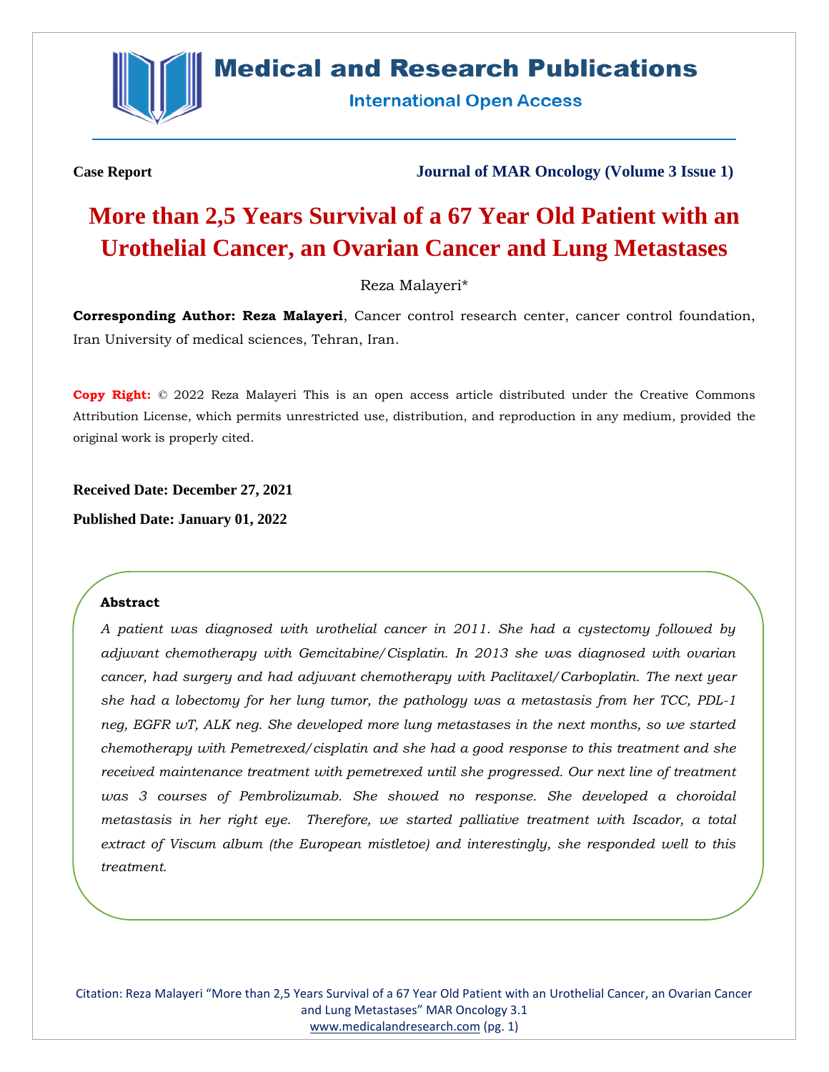**Case Report**

**Journal of MAR Oncology (Volume 3 Issue 1)**

# More than 2,5 Years Survival of a 67 Year Old Patient with an Urothelial Cancer, an Ovarian Cancer and Lung Metastases

Reza Malayeri*

**Corresponding Author: Reza Malayeri**, Cancer control research center, cancer control foundation, Iran University of medical sciences, Tehran, Iran.

**Copy Right:** © 2022 Reza Malayeri This is an open access article distributed under the Creative Commons Attribution License, which permits unrestricted use, distribution, and reproduction in any medium, provided the original work is properly cited.

**Received Date: December 27, 2021**

**Published Date: January 01, 2022**

## Abstract

*A patient was diagnosed with urothelial cancer in 2011. She had a cystectomy followed by adjuvant chemotherapy with Gemcitabine/Cisplatin. In 2013 she was diagnosed with ovarian cancer, had surgery and had adjuvant chemotherapy with Paclitaxel/Carboplatin. The next year she had a lobectomy for her lung tumor, the pathology was a metastasis from her TCC, PDL-1 neg, EGFR wT, ALK neg. She developed more lung metastases in the next months, so we started chemotherapy with Pemetrexed/cisplatin and she had a good response to this treatment and she received maintenance treatment with pemetrexed until she progressed. Our next line of treatment was 3 courses of Pembrolizumab. She showed no response. She developed a choroidal metastasis in her right eye. Therefore, we started palliative treatment with Iscador, a total extract of Viscum album (the European mistletoe) and interestingly, she responded well to this treatment.*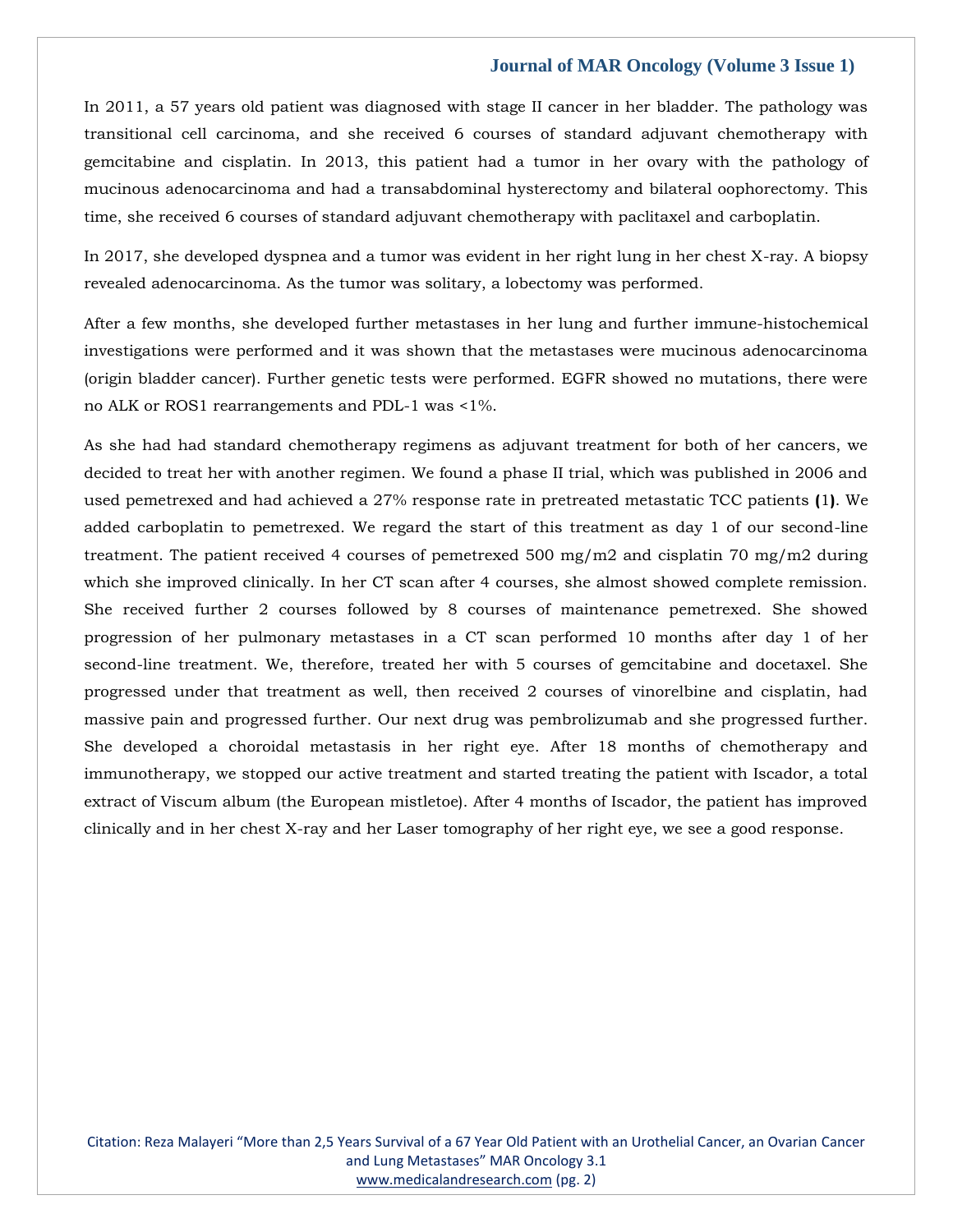In 2011, a 57 years old patient was diagnosed with stage II cancer in her bladder. The pathology was transitional cell carcinoma, and she received 6 courses of standard adjuvant chemotherapy with gemcitabine and cisplatin. In 2013, this patient had a tumor in her ovary with the pathology of mucinous adenocarcinoma and had a transabdominal hysterectomy and bilateral oophorectomy. This time, she received 6 courses of standard adjuvant chemotherapy with paclitaxel and carboplatin.

In 2017, she developed dyspnea and a tumor was evident in her right lung in her chest X-ray. A biopsy revealed adenocarcinoma. As the tumor was solitary, a lobectomy was performed.

After a few months, she developed further metastases in her lung and further immune-histochemical investigations were performed and it was shown that the metastases were mucinous adenocarcinoma (origin bladder cancer). Further genetic tests were performed. EGFR showed no mutations, there were no ALK or ROS1 rearrangements and PDL-1 was <1%.

As she had had standard chemotherapy regimens as adjuvant treatment for both of her cancers, we decided to treat her with another regimen. We found a phase II trial, which was published in 2006 and used pemetrexed and had achieved a 27% response rate in pretreated metastatic TCC patients **(**1**)**. We added carboplatin to pemetrexed. We regard the start of this treatment as day 1 of our second-line treatment. The patient received 4 courses of pemetrexed 500 mg/m2 and cisplatin 70 mg/m2 during which she improved clinically. In her CT scan after 4 courses, she almost showed complete remission. She received further 2 courses followed by 8 courses of maintenance pemetrexed. She showed progression of her pulmonary metastases in a CT scan performed 10 months after day 1 of her second-line treatment. We, therefore, treated her with 5 courses of gemcitabine and docetaxel. She progressed under that treatment as well, then received 2 courses of vinorelbine and cisplatin, had massive pain and progressed further. Our next drug was pembrolizumab and she progressed further. She developed a choroidal metastasis in her right eye. After 18 months of chemotherapy and immunotherapy, we stopped our active treatment and started treating the patient with Iscador, a total extract of Viscum album (the European mistletoe). After 4 months of Iscador, the patient has improved clinically and in her chest X-ray and her Laser tomography of her right eye, we see a good response.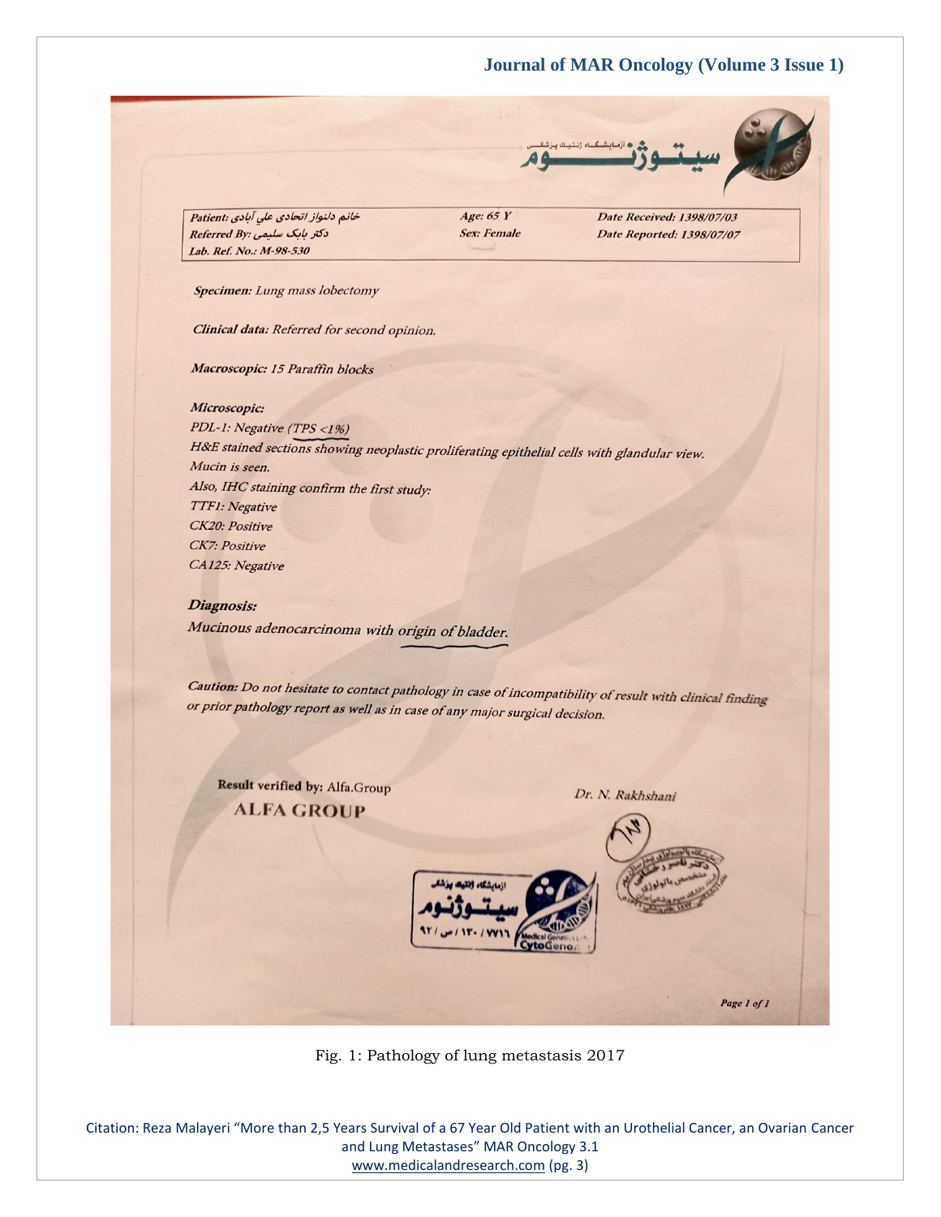آزمایشگاه ژنتیک پزشکی سیتوژنوم

| | | |
|---|---|---|
| Patient: خانم دلنواز اتحادی علی آبادی | Age: 65 Y | Date Received: 1398/07/03 |
| Referred By: دکتر بابک سلیمی | Sex: Female | Date Reported: 1398/07/07 |
| Lab. Ref. No.: M-98-530 | | |

***Specimen:*** *Lung mass lobectomy*

***Clinical data:*** *Referred for second opinion.*

***Macroscopic:*** *15 Paraffin blocks*

***Microscopic:***

*PDL-1: Negative (TPS <1%)*

*H&E stained sections showing neoplastic proliferating epithelial cells with glandular view.*

*Mucin is seen.*

*Also, IHC staining confirm the first study:*

*TTF1: Negative*

*CK20: Positive*

*CK7: Positive*

*CA125: Negative*

***Diagnosis:***

*Mucinous adenocarcinoma with origin of bladder.*

***Caution:*** *Do not hesitate to contact pathology in case of incompatibility of result with clinical finding or prior pathology report as well as in case of any major surgical decision.*

**Result verified by:** Alfa.Group

**ALFA GROUP**

*Dr. N. Rakhshani*

*Page 1 of 1*

Fig. 1: Pathology of lung metastasis 2017

Citation: Reza Malayeri "More than 2,5 Years Survival of a 67 Year Old Patient with an Urothelial Cancer, an Ovarian Cancer and Lung Metastases" MAR Oncology 3.1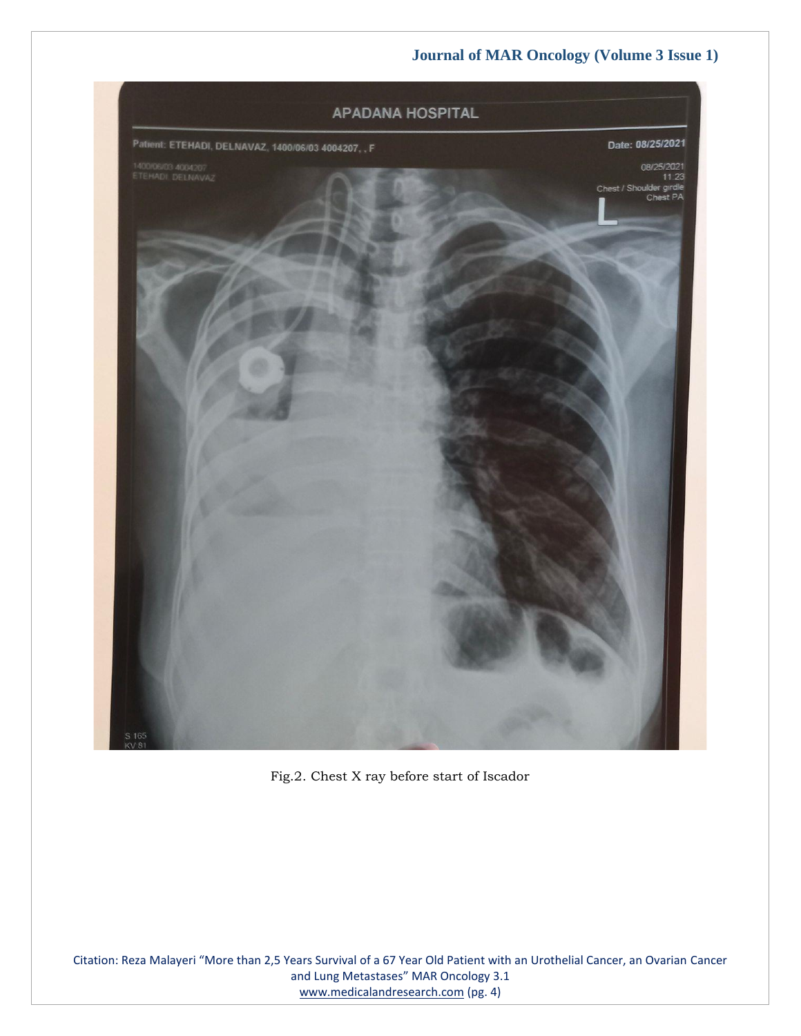Fig.2. Chest X ray before start of Iscador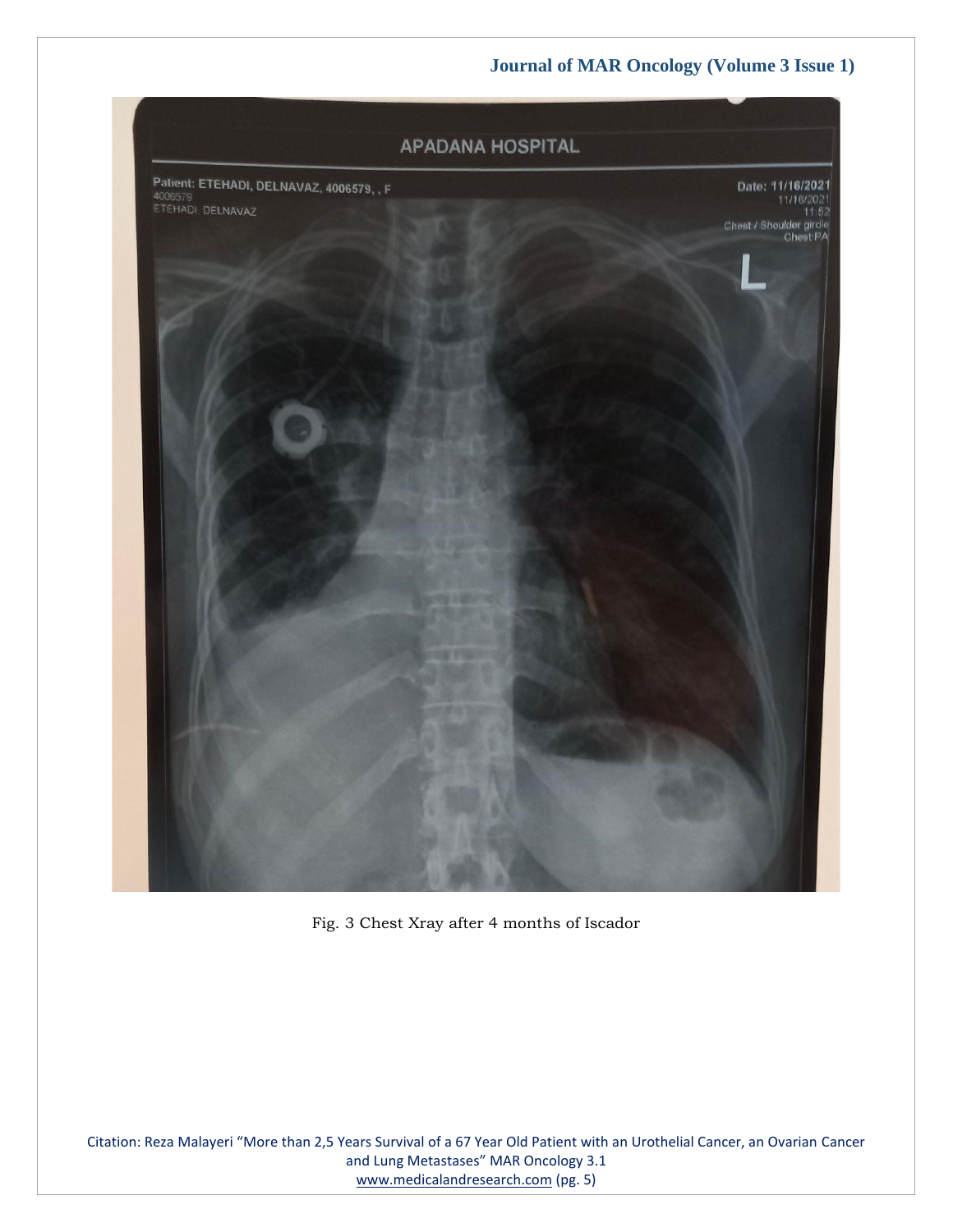Fig. 3 Chest Xray after 4 months of Iscador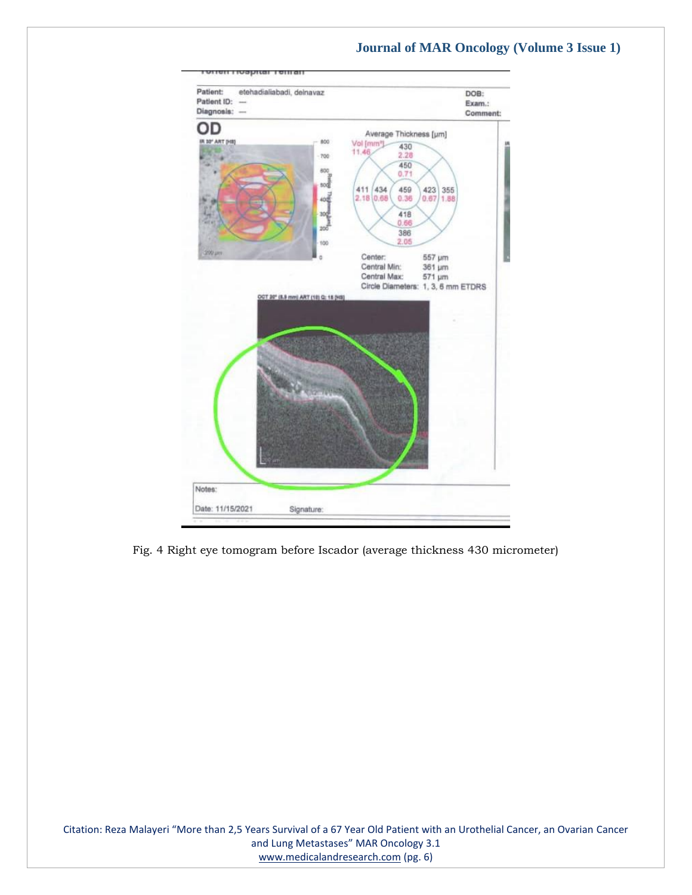Fig. 4 Right eye tomogram before Iscador (average thickness 430 micrometer)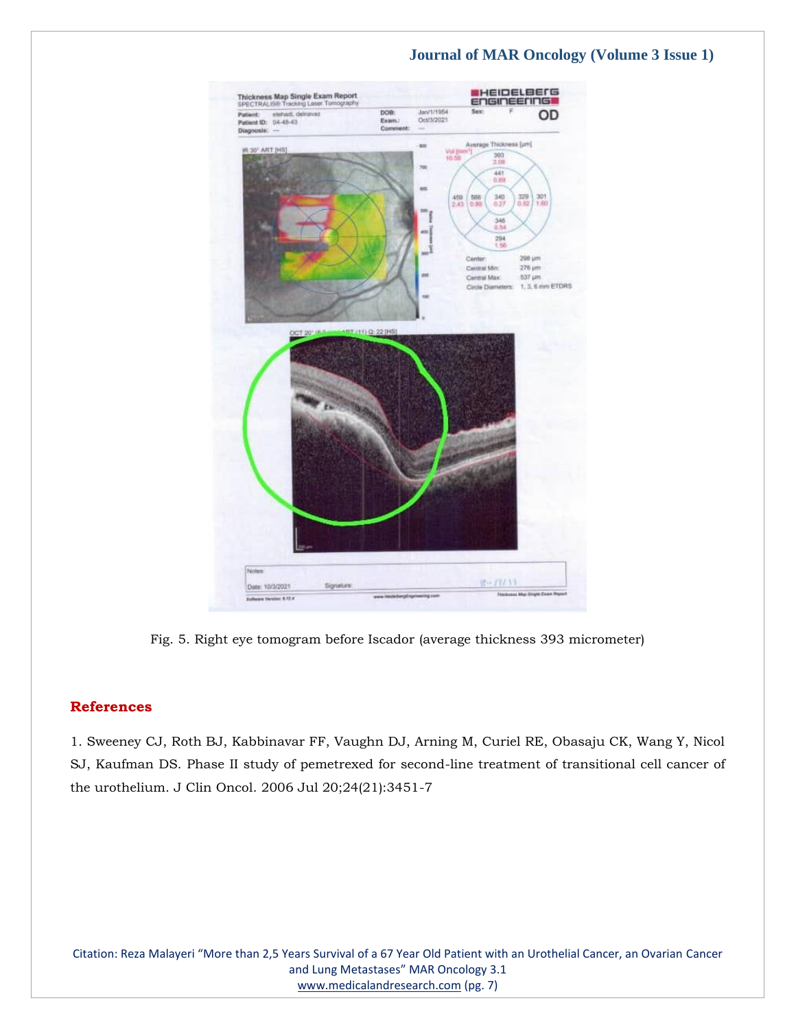Fig. 5. Right eye tomogram before Iscador (average thickness 393 micrometer)

## References

1. Sweeney CJ, Roth BJ, Kabbinavar FF, Vaughn DJ, Arning M, Curiel RE, Obasaju CK, Wang Y, Nicol SJ, Kaufman DS. Phase II study of pemetrexed for second-line treatment of transitional cell cancer of the urothelium. J Clin Oncol. 2006 Jul 20;24(21):3451-7

Citation: Reza Malayeri "More than 2,5 Years Survival of a 67 Year Old Patient with an Urothelial Cancer, an Ovarian Cancer and Lung Metastases" MAR Oncology 3.1
www.medicalandresearch.com (pg. 7)